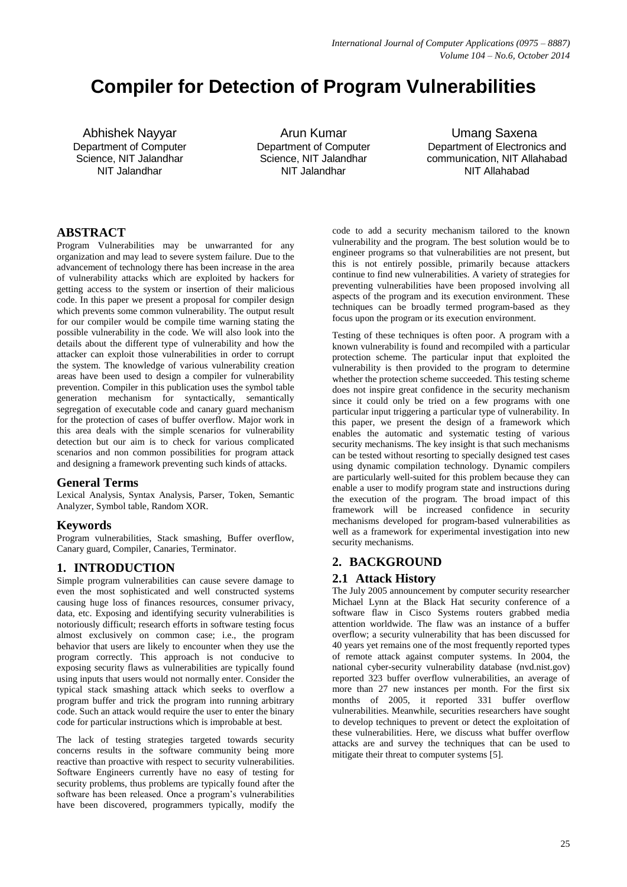# Compiler for Detection of Program Vulnerabilities

Abhishek Nayyar
Department of Computer Science, NIT Jalandhar
NIT Jalandhar

Arun Kumar
Department of Computer Science, NIT Jalandhar
NIT Jalandhar

Umang Saxena
Department of Electronics and communication, NIT Allahabad
NIT Allahabad

## ABSTRACT

Program Vulnerabilities may be unwarranted for any organization and may lead to severe system failure. Due to the advancement of technology there has been increase in the area of vulnerability attacks which are exploited by hackers for getting access to the system or insertion of their malicious code. In this paper we present a proposal for compiler design which prevents some common vulnerability. The output result for our compiler would be compile time warning stating the possible vulnerability in the code. We will also look into the details about the different type of vulnerability and how the attacker can exploit those vulnerabilities in order to corrupt the system. The knowledge of various vulnerability creation areas have been used to design a compiler for vulnerability prevention. Compiler in this publication uses the symbol table generation mechanism for syntactically, semantically segregation of executable code and canary guard mechanism for the protection of cases of buffer overflow. Major work in this area deals with the simple scenarios for vulnerability detection but our aim is to check for various complicated scenarios and non common possibilities for program attack and designing a framework preventing such kinds of attacks.

### General Terms

Lexical Analysis, Syntax Analysis, Parser, Token, Semantic Analyzer, Symbol table, Random XOR.

### Keywords

Program vulnerabilities, Stack smashing, Buffer overflow, Canary guard, Compiler, Canaries, Terminator.

## 1. INTRODUCTION

Simple program vulnerabilities can cause severe damage to even the most sophisticated and well constructed systems causing huge loss of finances resources, consumer privacy, data, etc. Exposing and identifying security vulnerabilities is notoriously difficult; research efforts in software testing focus almost exclusively on common case; i.e., the program behavior that users are likely to encounter when they use the program correctly. This approach is not conducive to exposing security flaws as vulnerabilities are typically found using inputs that users would not normally enter. Consider the typical stack smashing attack which seeks to overflow a program buffer and trick the program into running arbitrary code. Such an attack would require the user to enter the binary code for particular instructions which is improbable at best.

The lack of testing strategies targeted towards security concerns results in the software community being more reactive than proactive with respect to security vulnerabilities. Software Engineers currently have no easy of testing for security problems, thus problems are typically found after the software has been released. Once a program's vulnerabilities have been discovered, programmers typically, modify the code to add a security mechanism tailored to the known vulnerability and the program. The best solution would be to engineer programs so that vulnerabilities are not present, but this is not entirely possible, primarily because attackers continue to find new vulnerabilities. A variety of strategies for preventing vulnerabilities have been proposed involving all aspects of the program and its execution environment. These techniques can be broadly termed program-based as they focus upon the program or its execution environment.

Testing of these techniques is often poor. A program with a known vulnerability is found and recompiled with a particular protection scheme. The particular input that exploited the vulnerability is then provided to the program to determine whether the protection scheme succeeded. This testing scheme does not inspire great confidence in the security mechanism since it could only be tried on a few programs with one particular input triggering a particular type of vulnerability. In this paper, we present the design of a framework which enables the automatic and systematic testing of various security mechanisms. The key insight is that such mechanisms can be tested without resorting to specially designed test cases using dynamic compilation technology. Dynamic compilers are particularly well-suited for this problem because they can enable a user to modify program state and instructions during the execution of the program. The broad impact of this framework will be increased confidence in security mechanisms developed for program-based vulnerabilities as well as a framework for experimental investigation into new security mechanisms.

## 2. BACKGROUND

### 2.1 Attack History

The July 2005 announcement by computer security researcher Michael Lynn at the Black Hat security conference of a software flaw in Cisco Systems routers grabbed media attention worldwide. The flaw was an instance of a buffer overflow; a security vulnerability that has been discussed for 40 years yet remains one of the most frequently reported types of remote attack against computer systems. In 2004, the national cyber-security vulnerability database (nvd.nist.gov) reported 323 buffer overflow vulnerabilities, an average of more than 27 new instances per month. For the first six months of 2005, it reported 331 buffer overflow vulnerabilities. Meanwhile, securities researchers have sought to develop techniques to prevent or detect the exploitation of these vulnerabilities. Here, we discuss what buffer overflow attacks are and survey the techniques that can be used to mitigate their threat to computer systems [5].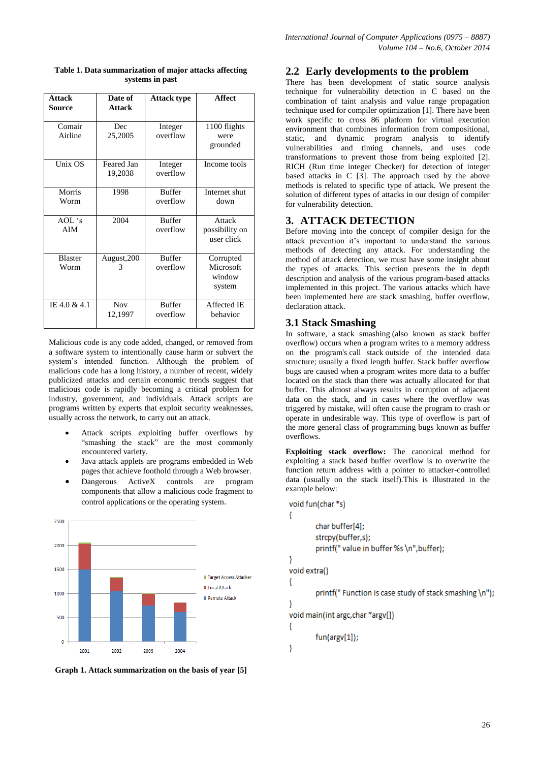**Table 1. Data summarization of major attacks affecting systems in past**

| Attack Source | Date of Attack | Attack type | Affect |
|---|---|---|---|
| Comair Airline | Dec 25,2005 | Integer overflow | 1100 flights were grounded |
| Unix OS | Feared Jan 19,2038 | Integer overflow | Income tools |
| Morris Worm | 1998 | Buffer overflow | Internet shut down |
| AOL 's AIM | 2004 | Buffer overflow | Attack possibility on user click |
| Blaster Worm | August,2003 | Buffer overflow | Corrupted Microsoft window system |
| IE 4.0 & 4.1 | Nov 12,1997 | Buffer overflow | Affected IE behavior |

Malicious code is any code added, changed, or removed from a software system to intentionally cause harm or subvert the system's intended function. Although the problem of malicious code has a long history, a number of recent, widely publicized attacks and certain economic trends suggest that malicious code is rapidly becoming a critical problem for industry, government, and individuals. Attack scripts are programs written by experts that exploit security weaknesses, usually across the network, to carry out an attack.

- Attack scripts exploiting buffer overflows by "smashing the stack" are the most commonly encountered variety.
- Java attack applets are programs embedded in Web pages that achieve foothold through a Web browser.
- Dangerous ActiveX controls are program components that allow a malicious code fragment to control applications or the operating system.

**Graph 1. Attack summarization on the basis of year [5]**

## 2.2 Early developments to the problem

There has been development of static source analysis technique for vulnerability detection in C based on the combination of taint analysis and value range propagation technique used for compiler optimization [1]. There have been work specific to cross 86 platform for virtual execution environment that combines information from compositional, static, and dynamic program analysis to identify vulnerabilities and timing channels, and uses code transformations to prevent those from being exploited [2]. RICH (Run time integer Checker) for detection of integer based attacks in C [3]. The approach used by the above methods is related to specific type of attack. We present the solution of different types of attacks in our design of compiler for vulnerability detection.

# 3. ATTACK DETECTION

Before moving into the concept of compiler design for the attack prevention it's important to understand the various methods of detecting any attack. For understanding the method of attack detection, we must have some insight about the types of attacks. This section presents the in depth description and analysis of the various program-based attacks implemented in this project. The various attacks which have been implemented here are stack smashing, buffer overflow, declaration attack.

## 3.1 Stack Smashing

In software, a stack smashing (also known as stack buffer overflow) occurs when a program writes to a memory address on the program's call stack outside of the intended data structure; usually a fixed length buffer. Stack buffer overflow bugs are caused when a program writes more data to a buffer located on the stack than there was actually allocated for that buffer. This almost always results in corruption of adjacent data on the stack, and in cases where the overflow was triggered by mistake, will often cause the program to crash or operate in undesirable way. This type of overflow is part of the more general class of programming bugs known as buffer overflows.

**Exploiting stack overflow:** The canonical method for exploiting a stack based buffer overflow is to overwrite the function return address with a pointer to attacker-controlled data (usually on the stack itself).This is illustrated in the example below:

```
void fun(char *s)
{
        char buffer[4];
        strcpy(buffer,s);
        printf(" value in buffer %s \n",buffer);
}
void extra()
{
        printf(" Function is case study of stack smashing \n");
}
void main(int argc,char *argv[])
{
        fun(argv[1]);
}
```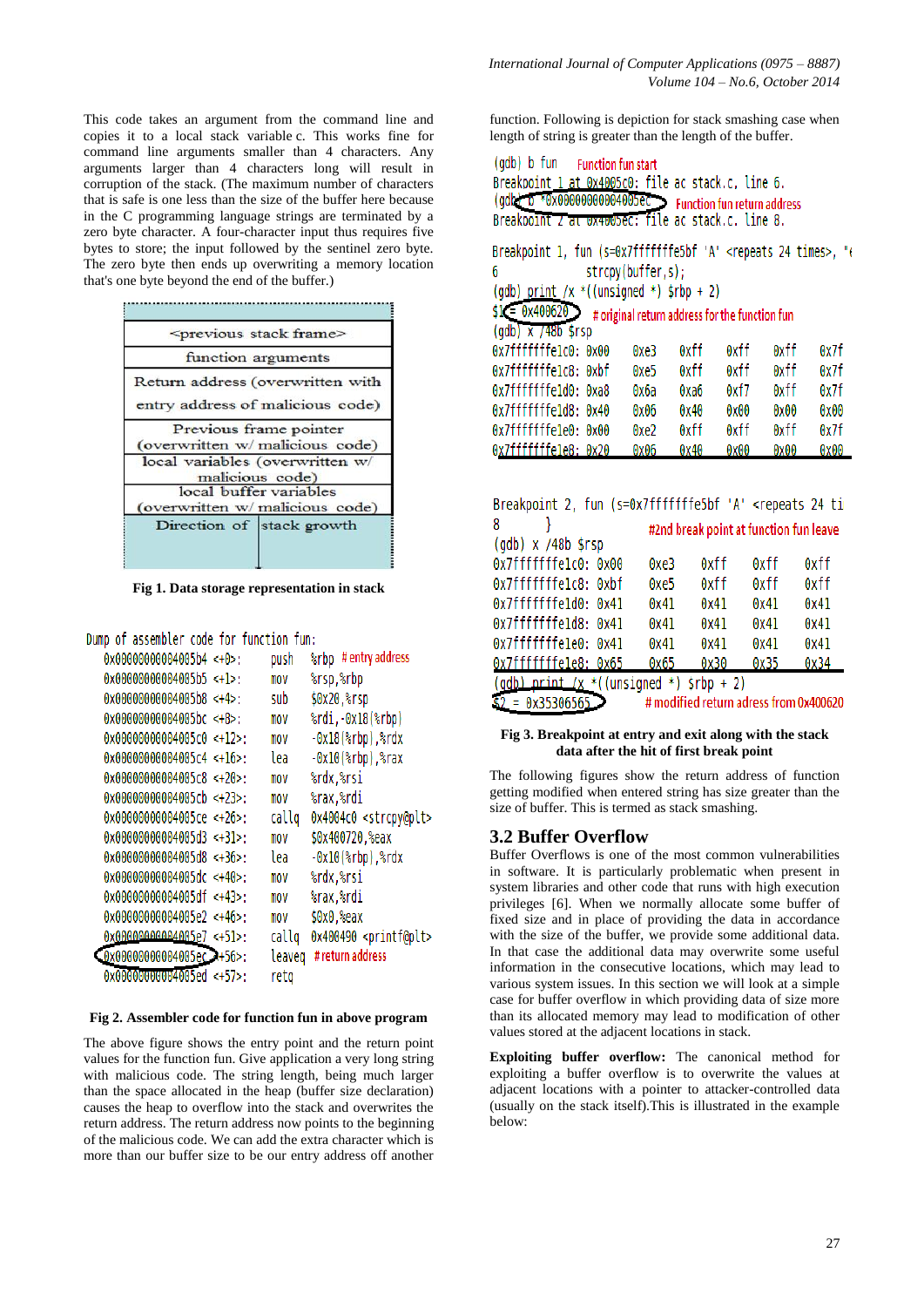This code takes an argument from the command line and copies it to a local stack variable c. This works fine for command line arguments smaller than 4 characters. Any arguments larger than 4 characters long will result in corruption of the stack. (The maximum number of characters that is safe is one less than the size of the buffer here because in the C programming language strings are terminated by a zero byte character. A four-character input thus requires five bytes to store; the input followed by the sentinel zero byte. The zero byte then ends up overwriting a memory location that's one byte beyond the end of the buffer.)

| <previous stack frame> |
|---|
| function arguments |
| Return address (overwritten with entry address of malicious code) |
| Previous frame pointer (overwritten w/ malicious code) |
| local variables (overwritten w/ malicious code) |
| local buffer variables (overwritten w/ malicious code) |
| Direction of stack growth |

**Fig 1. Data storage representation in stack**

```
Dump of assembler code for function fun:
   0x00000000004005b4 <+0>:    push   %rbp          # entry address
   0x00000000004005b5 <+1>:    mov    %rsp,%rbp
   0x00000000004005b8 <+4>:    sub    $0x20,%rsp
   0x00000000004005bc <+8>:    mov    %rdi,-0x18(%rbp)
   0x00000000004005c0 <+12>:   mov    -0x18(%rbp),%rdx
   0x00000000004005c4 <+16>:   lea    -0x10(%rbp),%rax
   0x00000000004005c8 <+20>:   mov    %rdx,%rsi
   0x00000000004005cb <+23>:   mov    %rax,%rdi
   0x00000000004005ce <+26>:   callq  0x4004c0 <strcpy@plt>
   0x00000000004005d3 <+31>:   mov    $0x400720,%eax
   0x00000000004005d8 <+36>:   lea    -0x10(%rbp),%rdx
   0x00000000004005dc <+40>:   mov    %rdx,%rsi
   0x00000000004005df <+43>:   mov    %rax,%rdi
   0x00000000004005e2 <+46>:   mov    $0x0,%eax
   0x00000000004005e7 <+51>:   callq  0x400490 <printf@plt>
   0x00000000004005ec <+56>:   leaveq                # return address
   0x00000000004005ed <+57>:   retq
```

**Fig 2. Assembler code for function fun in above program**

The above figure shows the entry point and the return point values for the function fun. Give application a very long string with malicious code. The string length, being much larger than the space allocated in the heap (buffer size declaration) causes the heap to overflow into the stack and overwrites the return address. The return address now points to the beginning of the malicious code. We can add the extra character which is more than our buffer size to be our entry address off another function. Following is depiction for stack smashing case when length of string is greater than the length of the buffer.

```
(gdb) b fun                                   Function fun start
Breakpoint 1 at 0x4005c0: file ac stack.c, line 6.
(gdb) b *0x00000000004005ec                   Function fun return address
Breakpoint 2 at 0x4005ec: file ac stack.c, line 8.

Breakpoint 1, fun (s=0x7fffffffe5bf 'A' <repeats 24 times>, "
6            strcpy(buffer,s);
(gdb) print /x *((unsigned *) $rbp + 2)
$1 = 0x400620          # original return address for the function fun
(gdb) x /48b $rsp
0x7fffffffe1c0: 0x00   0xe3   0xff   0xff   0xff   0x7f
0x7fffffffe1c8: 0xbf   0xe5   0xff   0xff   0xff   0x7f
0x7fffffffe1d0: 0xa8   0x6a   0xa6   0xf7   0xff   0x7f
0x7fffffffe1d8: 0x40   0x06   0x40   0x00   0x00   0x00
0x7fffffffe1e0: 0x00   0xe2   0xff   0xff   0xff   0x7f
0x7fffffffe1e8: 0x20   0x06   0x40   0x00   0x00   0x00

Breakpoint 2, fun (s=0x7fffffffe5bf 'A' <repeats 24 ti
8        }                  #2nd break point at function fun leave
(gdb) x /48b $rsp
0x7fffffffe1c0: 0x00   0xe3   0xff   0xff   0xff
0x7fffffffe1c8: 0xbf   0xe5   0xff   0xff   0xff
0x7fffffffe1d0: 0x41   0x41   0x41   0x41   0x41
0x7fffffffe1d8: 0x41   0x41   0x41   0x41   0x41
0x7fffffffe1e0: 0x41   0x41   0x41   0x41   0x41
0x7fffffffe1e8: 0x65   0x65   0x30   0x35   0x34
(gdb) print /x *((unsigned *) $rbp + 2)
$2 = 0x35306565        # modified return adress from 0x400620
```

**Fig 3. Breakpoint at entry and exit along with the stack data after the hit of first break point**

The following figures show the return address of function getting modified when entered string has size greater than the size of buffer. This is termed as stack smashing.

## 3.2 Buffer Overflow

Buffer Overflows is one of the most common vulnerabilities in software. It is particularly problematic when present in system libraries and other code that runs with high execution privileges [6]. When we normally allocate some buffer of fixed size and in place of providing the data in accordance with the size of the buffer, we provide some additional data. In that case the additional data may overwrite some useful information in the consecutive locations, which may lead to various system issues. In this section we will look at a simple case for buffer overflow in which providing data of size more than its allocated memory may lead to modification of other values stored at the adjacent locations in stack.

**Exploiting buffer overflow:** The canonical method for exploiting a buffer overflow is to overwrite the values at adjacent locations with a pointer to attacker-controlled data (usually on the stack itself).This is illustrated in the example below: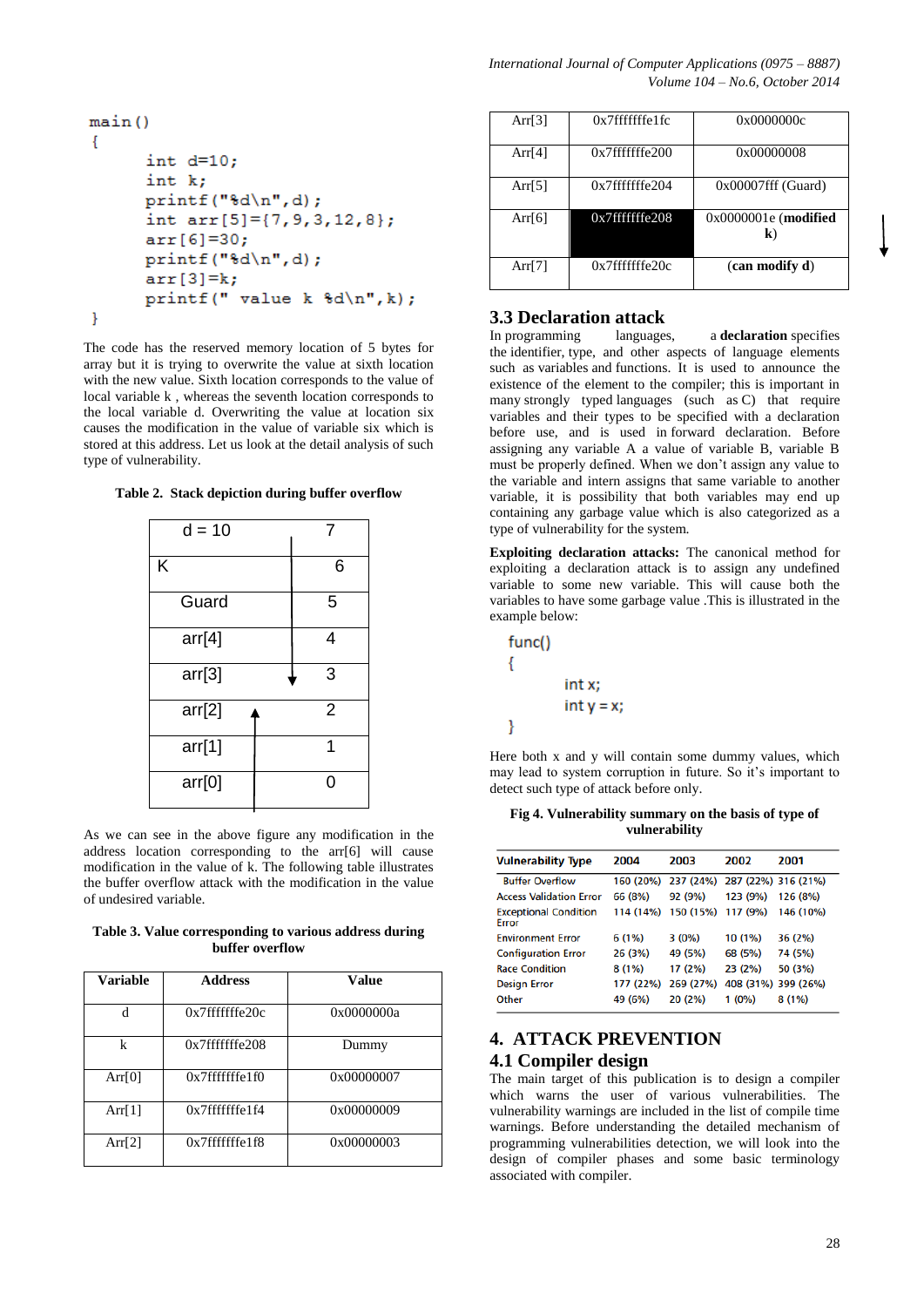```
main()
{
        int d=10;
        int k;
        printf("%d\n",d);
        int arr[5]={7,9,3,12,8};
        arr[6]=30;
        printf("%d\n",d);
        arr[3]=k;
        printf(" value k %d\n",k);
}
```

The code has the reserved memory location of 5 bytes for array but it is trying to overwrite the value at sixth location with the new value. Sixth location corresponds to the value of local variable k , whereas the seventh location corresponds to the local variable d. Overwriting the value at location six causes the modification in the value of variable six which is stored at this address. Let us look at the detail analysis of such type of vulnerability.

**Table 2. Stack depiction during buffer overflow**

| | |
|---|---|
| d = 10 | 7 |
| K | 6 |
| Guard | 5 |
| arr[4] | 4 |
| arr[3] | 3 |
| arr[2] | 2 |
| arr[1] | 1 |
| arr[0] | 0 |

As we can see in the above figure any modification in the address location corresponding to the arr[6] will cause modification in the value of k. The following table illustrates the buffer overflow attack with the modification in the value of undesired variable.

**Table 3. Value corresponding to various address during buffer overflow**

| Variable | Address | Value |
|---|---|---|
| d | 0x7fffffffe20c | 0x0000000a |
| k | 0x7fffffffe208 | Dummy |
| Arr[0] | 0x7fffffffe1f0 | 0x00000007 |
| Arr[1] | 0x7fffffffe1f4 | 0x00000009 |
| Arr[2] | 0x7fffffffe1f8 | 0x00000003 |
| Arr[3] | 0x7fffffffe1fc | 0x0000000c |
| Arr[4] | 0x7fffffffe200 | 0x00000008 |
| Arr[5] | 0x7fffffffe204 | 0x00007fff (Guard) |
| Arr[6] | 0x7fffffffe208 | 0x0000001e (**modified k**) |
| Arr[7] | 0x7fffffffe20c | (**can modify d**) |

### 3.3 Declaration attack

In programming languages, a **declaration** specifies the identifier, type, and other aspects of language elements such as variables and functions. It is used to announce the existence of the element to the compiler; this is important in many strongly typed languages (such as C) that require variables and their types to be specified with a declaration before use, and is used in forward declaration. Before assigning any variable A a value of variable B, variable B must be properly defined. When we don't assign any value to the variable and intern assigns that same variable to another variable, it is possibility that both variables may end up containing any garbage value which is also categorized as a type of vulnerability for the system.

**Exploiting declaration attacks:** The canonical method for exploiting a declaration attack is to assign any undefined variable to some new variable. This will cause both the variables to have some garbage value .This is illustrated in the example below:

```
func()
{
        int x;
        int y = x;
}
```

Here both x and y will contain some dummy values, which may lead to system corruption in future. So it's important to detect such type of attack before only.

**Fig 4. Vulnerability summary on the basis of type of vulnerability**

| Vulnerability Type | 2004 | 2003 | 2002 | 2001 |
|---|---|---|---|---|
| Buffer Overflow | 160 (20%) | 237 (24%) | 287 (22%) | 316 (21%) |
| Access Validation Error | 66 (8%) | 92 (9%) | 123 (9%) | 126 (8%) |
| Exceptional Condition Error | 114 (14%) | 150 (15%) | 117 (9%) | 146 (10%) |
| Environment Error | 6 (1%) | 3 (0%) | 10 (1%) | 36 (2%) |
| Configuration Error | 26 (3%) | 49 (5%) | 68 (5%) | 74 (5%) |
| Race Condition | 8 (1%) | 17 (2%) | 23 (2%) | 50 (3%) |
| Design Error | 177 (22%) | 269 (27%) | 408 (31%) | 399 (26%) |
| Other | 49 (6%) | 20 (2%) | 1 (0%) | 8 (1%) |

## 4. ATTACK PREVENTION

### 4.1 Compiler design

The main target of this publication is to design a compiler which warns the user of various vulnerabilities. The vulnerability warnings are included in the list of compile time warnings. Before understanding the detailed mechanism of programming vulnerabilities detection, we will look into the design of compiler phases and some basic terminology associated with compiler.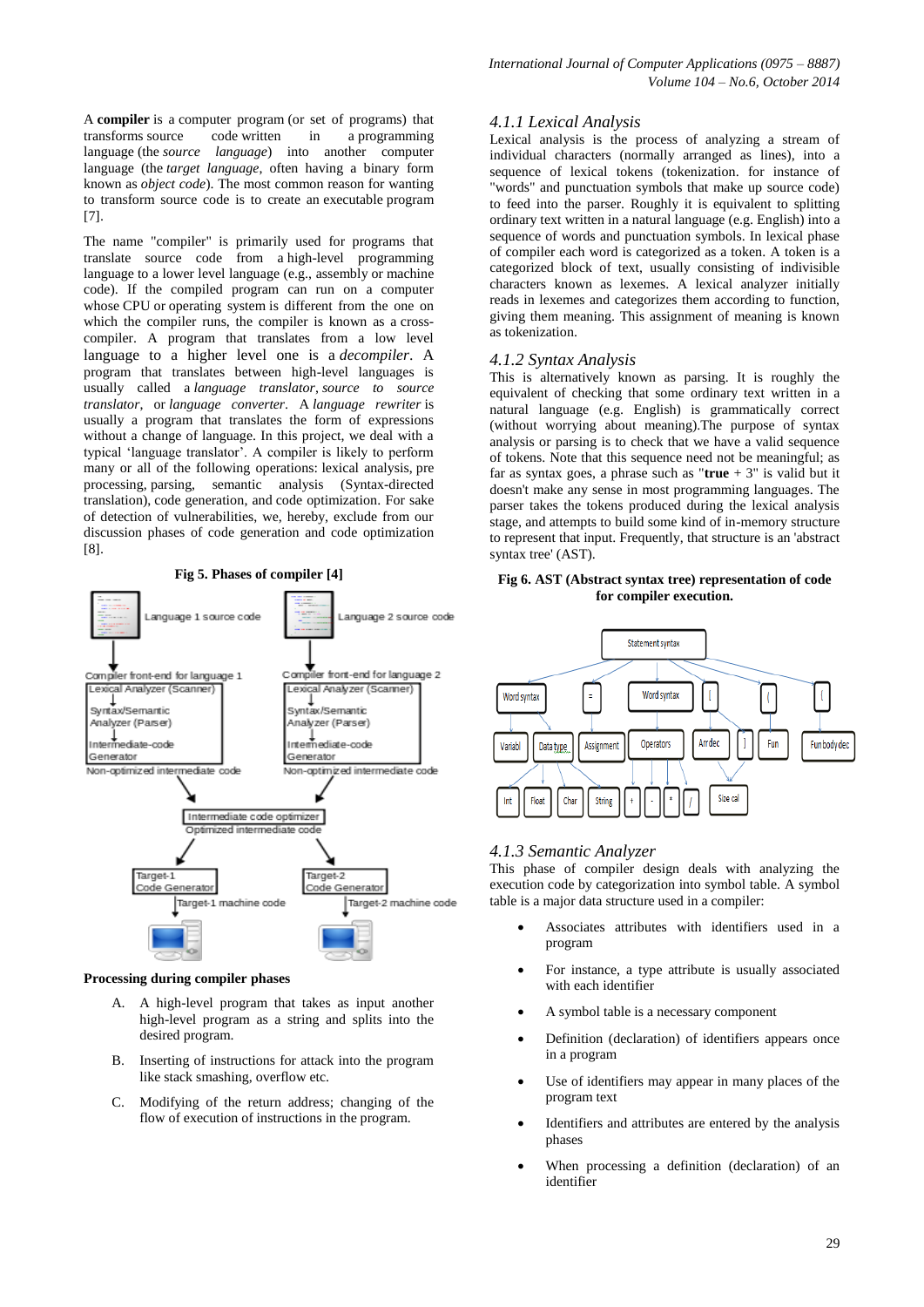A **compiler** is a computer program (or set of programs) that transforms source code written in a programming language (the *source language*) into another computer language (the *target language*, often having a binary form known as *object code*). The most common reason for wanting to transform source code is to create an executable program [7].

The name "compiler" is primarily used for programs that translate source code from a high-level programming language to a lower level language (e.g., assembly or machine code). If the compiled program can run on a computer whose CPU or operating system is different from the one on which the compiler runs, the compiler is known as a cross-compiler. A program that translates from a low level language to a higher level one is a *decompiler*. A program that translates between high-level languages is usually called a *language translator*, *source to source translator*, or *language converter*. A *language rewriter* is usually a program that translates the form of expressions without a change of language. In this project, we deal with a typical 'language translator'. A compiler is likely to perform many or all of the following operations: lexical analysis, pre processing, parsing, semantic analysis (Syntax-directed translation), code generation, and code optimization. For sake of detection of vulnerabilities, we, hereby, exclude from our discussion phases of code generation and code optimization [8].

**Fig 5. Phases of compiler [4]**

**Processing during compiler phases**

A. A high-level program that takes as input another high-level program as a string and splits into the desired program.

B. Inserting of instructions for attack into the program like stack smashing, overflow etc.

C. Modifying of the return address; changing of the flow of execution of instructions in the program.

### *4.1.1 Lexical Analysis*

Lexical analysis is the process of analyzing a stream of individual characters (normally arranged as lines), into a sequence of lexical tokens (tokenization. for instance of "words" and punctuation symbols that make up source code) to feed into the parser. Roughly it is equivalent to splitting ordinary text written in a natural language (e.g. English) into a sequence of words and punctuation symbols. In lexical phase of compiler each word is categorized as a token. A token is a categorized block of text, usually consisting of indivisible characters known as lexemes. A lexical analyzer initially reads in lexemes and categorizes them according to function, giving them meaning. This assignment of meaning is known as tokenization.

### *4.1.2 Syntax Analysis*

This is alternatively known as parsing. It is roughly the equivalent of checking that some ordinary text written in a natural language (e.g. English) is grammatically correct (without worrying about meaning).The purpose of syntax analysis or parsing is to check that we have a valid sequence of tokens. Note that this sequence need not be meaningful; as far as syntax goes, a phrase such as "**true** + 3" is valid but it doesn't make any sense in most programming languages. The parser takes the tokens produced during the lexical analysis stage, and attempts to build some kind of in-memory structure to represent that input. Frequently, that structure is an 'abstract syntax tree' (AST).

**Fig 6. AST (Abstract syntax tree) representation of code for compiler execution.**

### *4.1.3 Semantic Analyzer*

This phase of compiler design deals with analyzing the execution code by categorization into symbol table. A symbol table is a major data structure used in a compiler:

- Associates attributes with identifiers used in a program
- For instance, a type attribute is usually associated with each identifier
- A symbol table is a necessary component
- Definition (declaration) of identifiers appears once in a program
- Use of identifiers may appear in many places of the program text
- Identifiers and attributes are entered by the analysis phases
- When processing a definition (declaration) of an identifier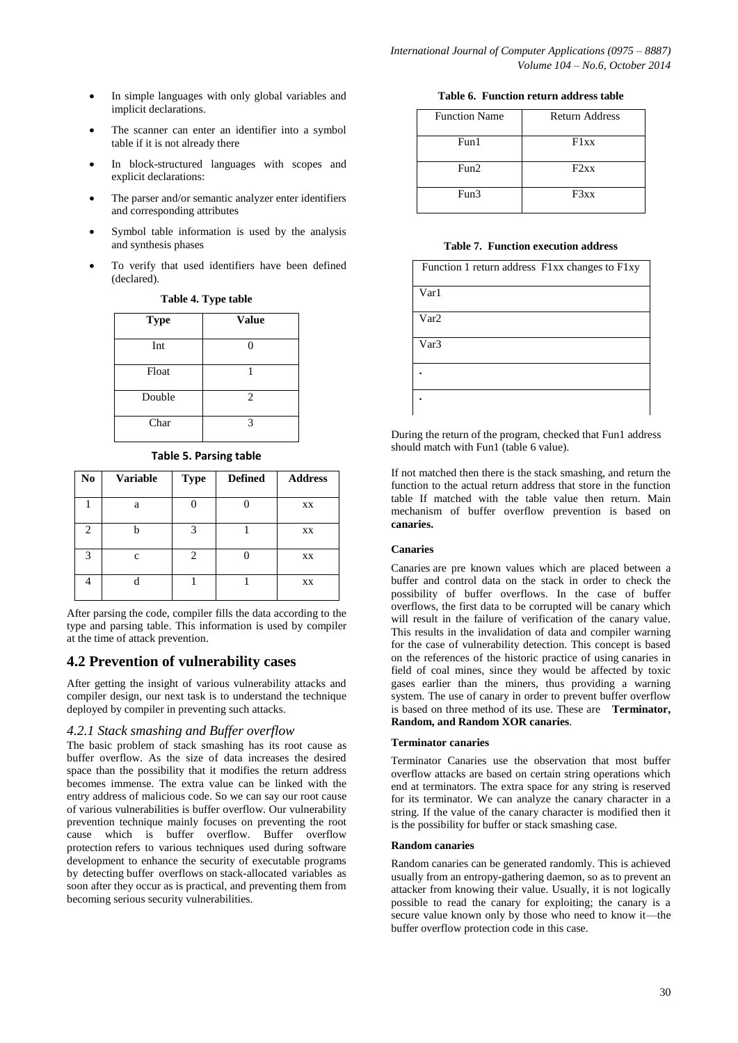- In simple languages with only global variables and implicit declarations.
- The scanner can enter an identifier into a symbol table if it is not already there
- In block-structured languages with scopes and explicit declarations:
- The parser and/or semantic analyzer enter identifiers and corresponding attributes
- Symbol table information is used by the analysis and synthesis phases
- To verify that used identifiers have been defined (declared).

**Table 4. Type table**

| Type | Value |
|---|---|
| Int | 0 |
| Float | 1 |
| Double | 2 |
| Char | 3 |

**Table 5. Parsing table**

| No | Variable | Type | Defined | Address |
|---|---|---|---|---|
| 1 | a | 0 | 0 | xx |
| 2 | b | 3 | 1 | xx |
| 3 | c | 2 | 0 | xx |
| 4 | d | 1 | 1 | xx |

After parsing the code, compiler fills the data according to the type and parsing table. This information is used by compiler at the time of attack prevention.

## 4.2 Prevention of vulnerability cases

After getting the insight of various vulnerability attacks and compiler design, our next task is to understand the technique deployed by compiler in preventing such attacks.

### *4.2.1 Stack smashing and Buffer overflow*

The basic problem of stack smashing has its root cause as buffer overflow. As the size of data increases the desired space than the possibility that it modifies the return address becomes immense. The extra value can be linked with the entry address of malicious code. So we can say our root cause of various vulnerabilities is buffer overflow. Our vulnerability prevention technique mainly focuses on preventing the root cause which is buffer overflow. Buffer overflow protection refers to various techniques used during software development to enhance the security of executable programs by detecting buffer overflows on stack-allocated variables as soon after they occur as is practical, and preventing them from becoming serious security vulnerabilities.

**Table 6. Function return address table**

| Function Name | Return Address |
|---|---|
| Fun1 | F1xx |
| Fun2 | F2xx |
| Fun3 | F3xx |

**Table 7. Function execution address**

| Function 1 return address F1xx changes to F1xy |
|---|
| Var1 |
| Var2 |
| Var3 |
| . |
| . |

During the return of the program, checked that Fun1 address should match with Fun1 (table 6 value).

If not matched then there is the stack smashing, and return the function to the actual return address that store in the function table If matched with the table value then return. Main mechanism of buffer overflow prevention is based on **canaries.**

**Canaries**

Canaries are pre known values which are placed between a buffer and control data on the stack in order to check the possibility of buffer overflows. In the case of buffer overflows, the first data to be corrupted will be canary which will result in the failure of verification of the canary value. This results in the invalidation of data and compiler warning for the case of vulnerability detection. This concept is based on the references of the historic practice of using canaries in field of coal mines, since they would be affected by toxic gases earlier than the miners, thus providing a warning system. The use of canary in order to prevent buffer overflow is based on three method of its use. These are **Terminator, Random, and Random XOR canaries**.

**Terminator canaries**

Terminator Canaries use the observation that most buffer overflow attacks are based on certain string operations which end at terminators. The extra space for any string is reserved for its terminator. We can analyze the canary character in a string. If the value of the canary character is modified then it is the possibility for buffer or stack smashing case.

**Random canaries**

Random canaries can be generated randomly. This is achieved usually from an entropy-gathering daemon, so as to prevent an attacker from knowing their value. Usually, it is not logically possible to read the canary for exploiting; the canary is a secure value known only by those who need to know it—the buffer overflow protection code in this case.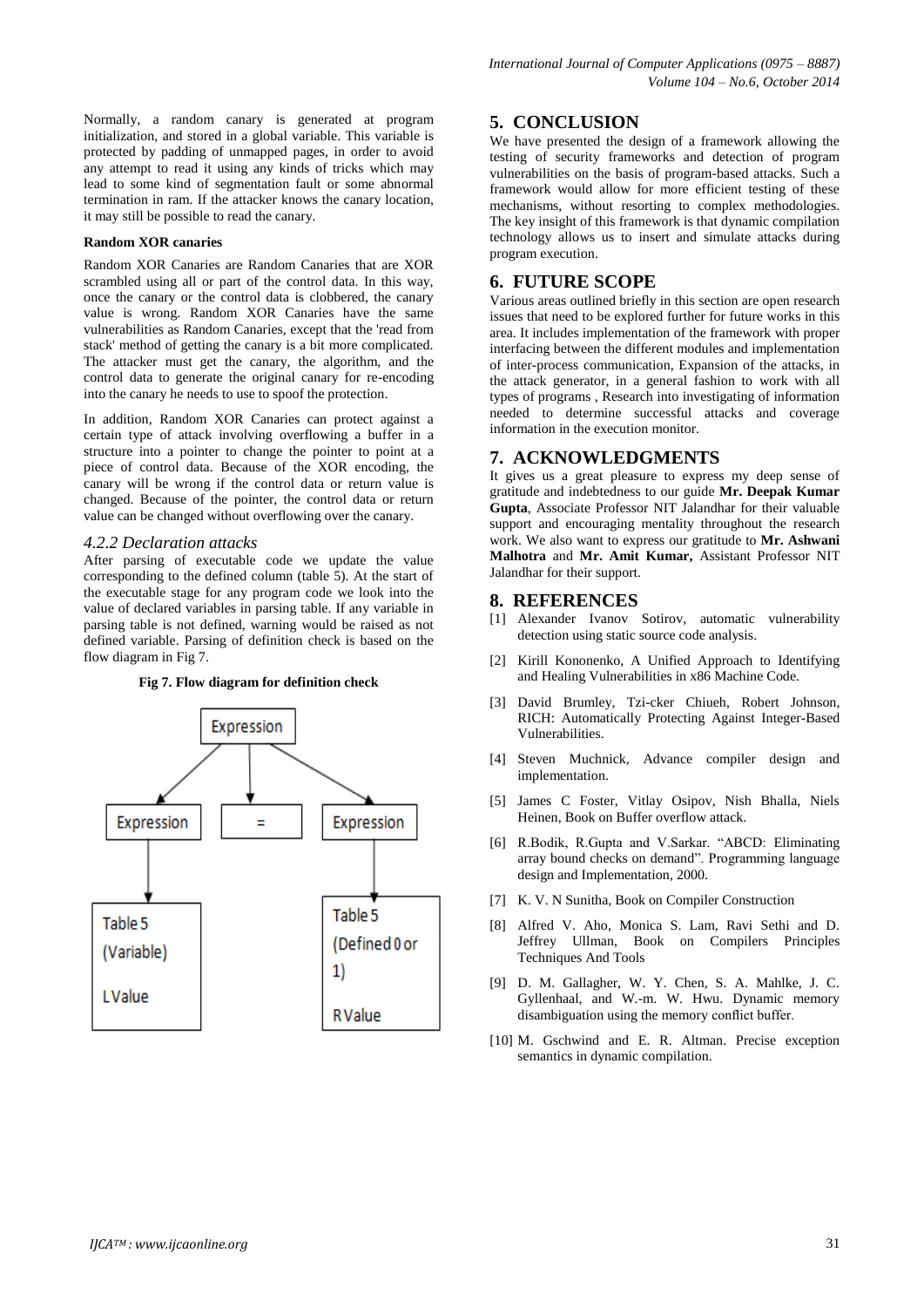Normally, a random canary is generated at program initialization, and stored in a global variable. This variable is protected by padding of unmapped pages, in order to avoid any attempt to read it using any kinds of tricks which may lead to some kind of segmentation fault or some abnormal termination in ram. If the attacker knows the canary location, it may still be possible to read the canary.

**Random XOR canaries**

Random XOR Canaries are Random Canaries that are XOR scrambled using all or part of the control data. In this way, once the canary or the control data is clobbered, the canary value is wrong. Random XOR Canaries have the same vulnerabilities as Random Canaries, except that the 'read from stack' method of getting the canary is a bit more complicated. The attacker must get the canary, the algorithm, and the control data to generate the original canary for re-encoding into the canary he needs to use to spoof the protection.

In addition, Random XOR Canaries can protect against a certain type of attack involving overflowing a buffer in a structure into a pointer to change the pointer to point at a piece of control data. Because of the XOR encoding, the canary will be wrong if the control data or return value is changed. Because of the pointer, the control data or return value can be changed without overflowing over the canary.

### *4.2.2 Declaration attacks*

After parsing of executable code we update the value corresponding to the defined column (table 5). At the start of the executable stage for any program code we look into the value of declared variables in parsing table. If any variable in parsing table is not defined, warning would be raised as not defined variable. Parsing of definition check is based on the flow diagram in Fig 7.

**Fig 7. Flow diagram for definition check**

Expression

Expression

=

Expression

Table 5
(Variable)
LValue

Table 5
(Defined 0 or 1)
RValue

## 5. CONCLUSION

We have presented the design of a framework allowing the testing of security frameworks and detection of program vulnerabilities on the basis of program-based attacks. Such a framework would allow for more efficient testing of these mechanisms, without resorting to complex methodologies. The key insight of this framework is that dynamic compilation technology allows us to insert and simulate attacks during program execution.

## 6. FUTURE SCOPE

Various areas outlined briefly in this section are open research issues that need to be explored further for future works in this area. It includes implementation of the framework with proper interfacing between the different modules and implementation of inter-process communication, Expansion of the attacks, in the attack generator, in a general fashion to work with all types of programs , Research into investigating of information needed to determine successful attacks and coverage information in the execution monitor.

## 7. ACKNOWLEDGMENTS

It gives us a great pleasure to express my deep sense of gratitude and indebtedness to our guide **Mr. Deepak Kumar Gupta**, Associate Professor NIT Jalandhar for their valuable support and encouraging mentality throughout the research work. We also want to express our gratitude to **Mr. Ashwani Malhotra** and **Mr. Amit Kumar,** Assistant Professor NIT Jalandhar for their support.

## 8. REFERENCES

[1] Alexander Ivanov Sotirov, automatic vulnerability detection using static source code analysis.

[2] Kirill Kononenko, A Unified Approach to Identifying and Healing Vulnerabilities in x86 Machine Code.

[3] David Brumley, Tzi-cker Chiueh, Robert Johnson, RICH: Automatically Protecting Against Integer-Based Vulnerabilities.

[4] Steven Muchnick, Advance compiler design and implementation.

[5] James C Foster, Vitlay Osipov, Nish Bhalla, Niels Heinen, Book on Buffer overflow attack.

[6] R.Bodik, R.Gupta and V.Sarkar. "ABCD: Eliminating array bound checks on demand". Programming language design and Implementation, 2000.

[7] K. V. N Sunitha, Book on Compiler Construction

[8] Alfred V. Aho, Monica S. Lam, Ravi Sethi and D. Jeffrey Ullman, Book on Compilers Principles Techniques And Tools

[9] D. M. Gallagher, W. Y. Chen, S. A. Mahlke, J. C. Gyllenhaal, and W.-m. W. Hwu. Dynamic memory disambiguation using the memory conflict buffer.

[10] M. Gschwind and E. R. Altman. Precise exception semantics in dynamic compilation.